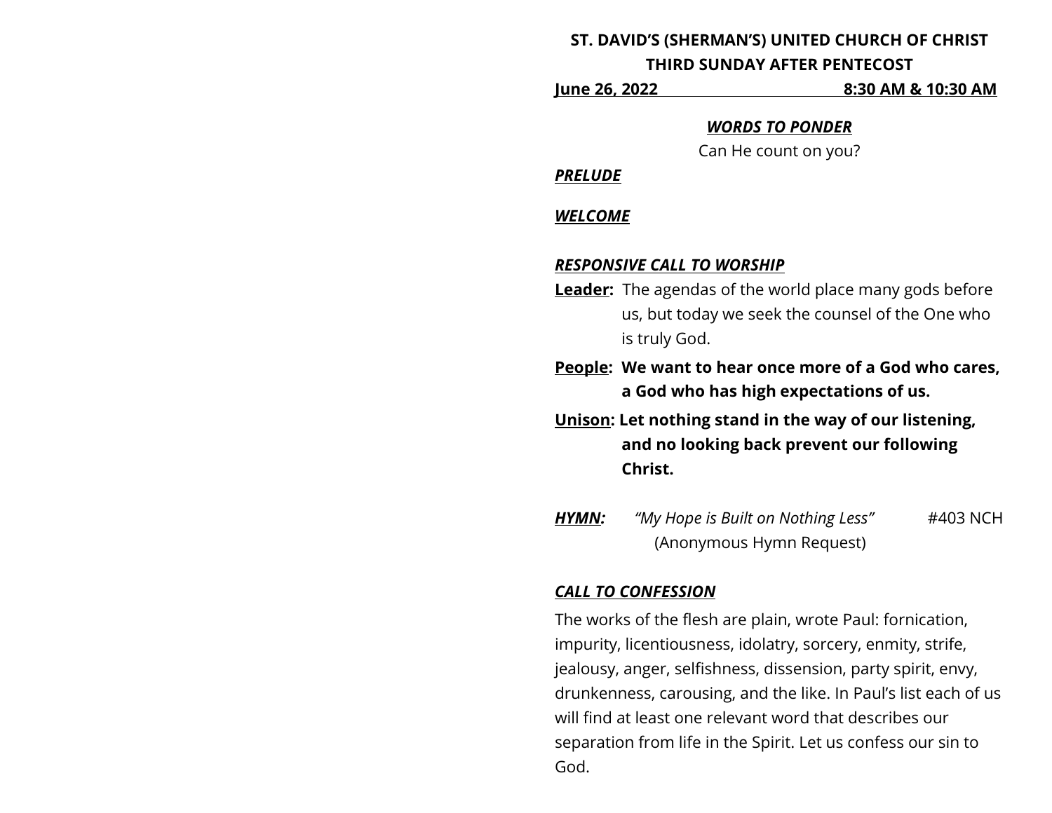**ST. DAVID'S (SHERMAN'S) UNITED CHURCH OF CHRIST**
**THIRD SUNDAY AFTER PENTECOST**
**June 26, 2022 8:30 AM & 10:30 AM**

***WORDS TO PONDER***
Can He count on you?

***PRELUDE***

***WELCOME***

***RESPONSIVE CALL TO WORSHIP***

**Leader:** The agendas of the world place many gods before us, but today we seek the counsel of the One who is truly God.

**People: We want to hear once more of a God who cares, a God who has high expectations of us.**

**Unison: Let nothing stand in the way of our listening, and no looking back prevent our following Christ.**

***HYMN:*** *"My Hope is Built on Nothing Less"* #403 NCH
(Anonymous Hymn Request)

***CALL TO CONFESSION***

The works of the flesh are plain, wrote Paul: fornication, impurity, licentiousness, idolatry, sorcery, enmity, strife, jealousy, anger, selfishness, dissension, party spirit, envy, drunkenness, carousing, and the like. In Paul's list each of us will find at least one relevant word that describes our separation from life in the Spirit. Let us confess our sin to God.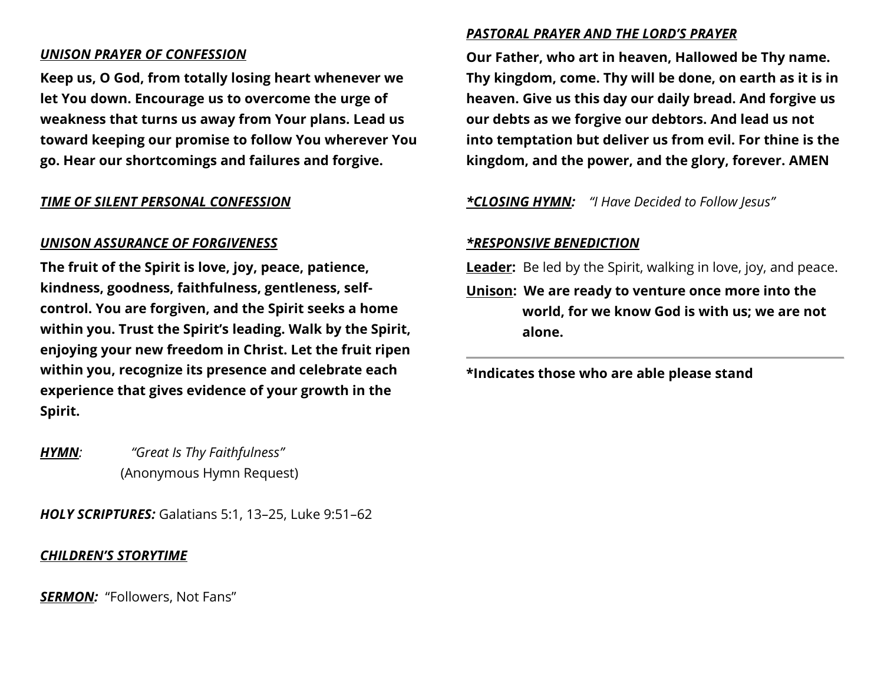***UNISON PRAYER OF CONFESSION***

**Keep us, O God, from totally losing heart whenever we let You down. Encourage us to overcome the urge of weakness that turns us away from Your plans. Lead us toward keeping our promise to follow You wherever You go. Hear our shortcomings and failures and forgive.**

***TIME OF SILENT PERSONAL CONFESSION***

***UNISON ASSURANCE OF FORGIVENESS***

**The fruit of the Spirit is love, joy, peace, patience, kindness, goodness, faithfulness, gentleness, self-control. You are forgiven, and the Spirit seeks a home within you. Trust the Spirit's leading. Walk by the Spirit, enjoying your new freedom in Christ. Let the fruit ripen within you, recognize its presence and celebrate each experience that gives evidence of your growth in the Spirit.**

***HYMN***: *"Great Is Thy Faithfulness"*
(Anonymous Hymn Request)

***HOLY SCRIPTURES:*** Galatians 5:1, 13–25, Luke 9:51–62

***CHILDREN'S STORYTIME***

***SERMON:*** "Followers, Not Fans"

***PASTORAL PRAYER AND THE LORD'S PRAYER***

**Our Father, who art in heaven, Hallowed be Thy name. Thy kingdom, come. Thy will be done, on earth as it is in heaven. Give us this day our daily bread. And forgive us our debts as we forgive our debtors. And lead us not into temptation but deliver us from evil. For thine is the kingdom, and the power, and the glory, forever. AMEN**

***\*CLOSING HYMN:*** *"I Have Decided to Follow Jesus"*

***\*RESPONSIVE BENEDICTION***

**Leader:** Be led by the Spirit, walking in love, joy, and peace.

**Unison: We are ready to venture once more into the world, for we know God is with us; we are not alone.**

---

**\*Indicates those who are able please stand**